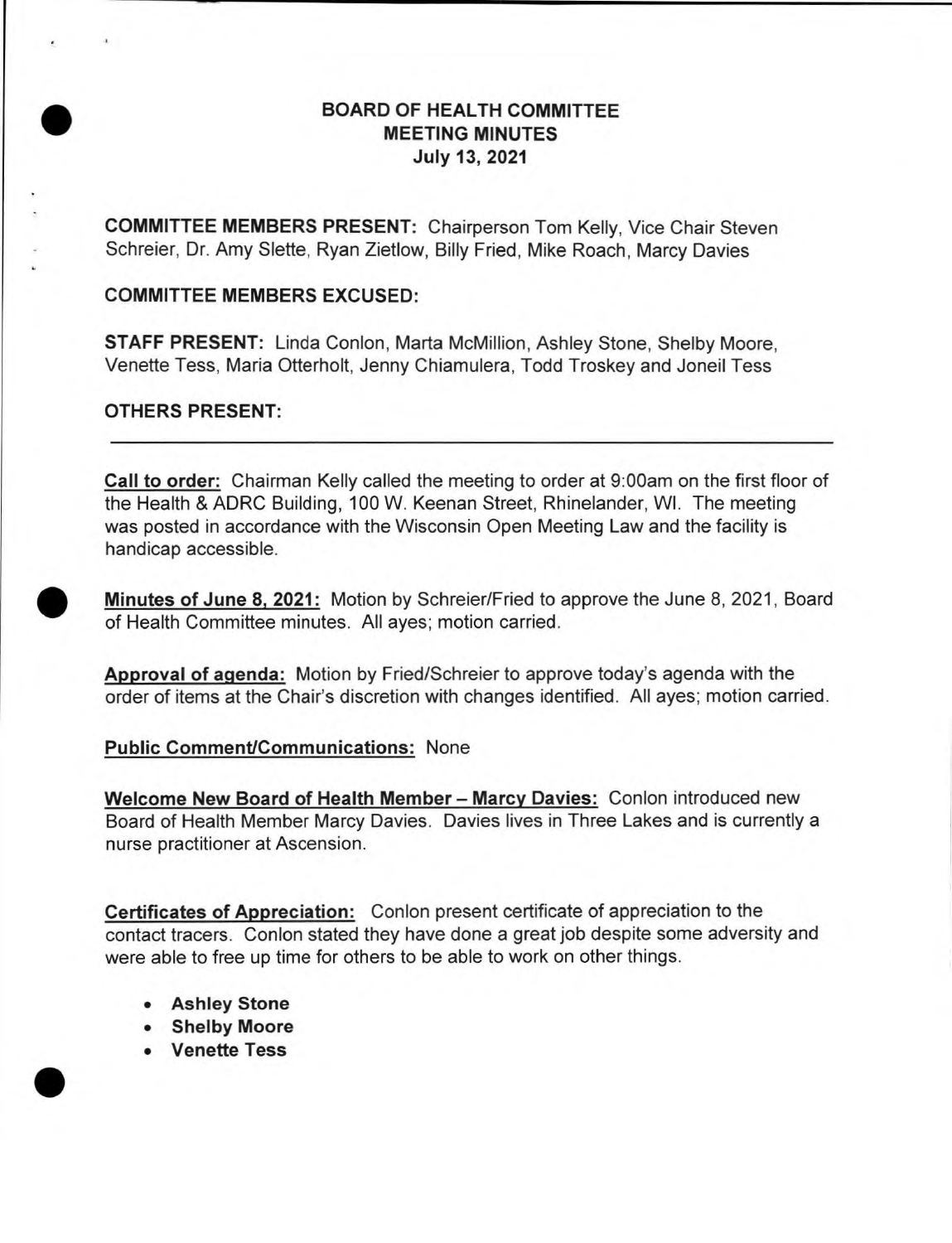# BOARD OF HEALTH COMMITTEE
## MEETING MINUTES
### July 13, 2021

**COMMITTEE MEMBERS PRESENT:** Chairperson Tom Kelly, Vice Chair Steven Schreier, Dr. Amy Slette, Ryan Zietlow, Billy Fried, Mike Roach, Marcy Davies

**COMMITTEE MEMBERS EXCUSED:**

**STAFF PRESENT:** Linda Conlon, Marta McMillion, Ashley Stone, Shelby Moore, Venette Tess, Maria Otterholt, Jenny Chiamulera, Todd Troskey and Joneil Tess

**OTHERS PRESENT:**

---

**Call to order:** Chairman Kelly called the meeting to order at 9:00am on the first floor of the Health & ADRC Building, 100 W. Keenan Street, Rhinelander, WI. The meeting was posted in accordance with the Wisconsin Open Meeting Law and the facility is handicap accessible.

**Minutes of June 8, 2021:** Motion by Schreier/Fried to approve the June 8, 2021, Board of Health Committee minutes. All ayes; motion carried.

**Approval of agenda:** Motion by Fried/Schreier to approve today's agenda with the order of items at the Chair's discretion with changes identified. All ayes; motion carried.

**Public Comment/Communications:** None

**Welcome New Board of Health Member – Marcy Davies:** Conlon introduced new Board of Health Member Marcy Davies. Davies lives in Three Lakes and is currently a nurse practitioner at Ascension.

**Certificates of Appreciation:** Conlon present certificate of appreciation to the contact tracers. Conlon stated they have done a great job despite some adversity and were able to free up time for others to be able to work on other things.

- **Ashley Stone**
- **Shelby Moore**
- **Venette Tess**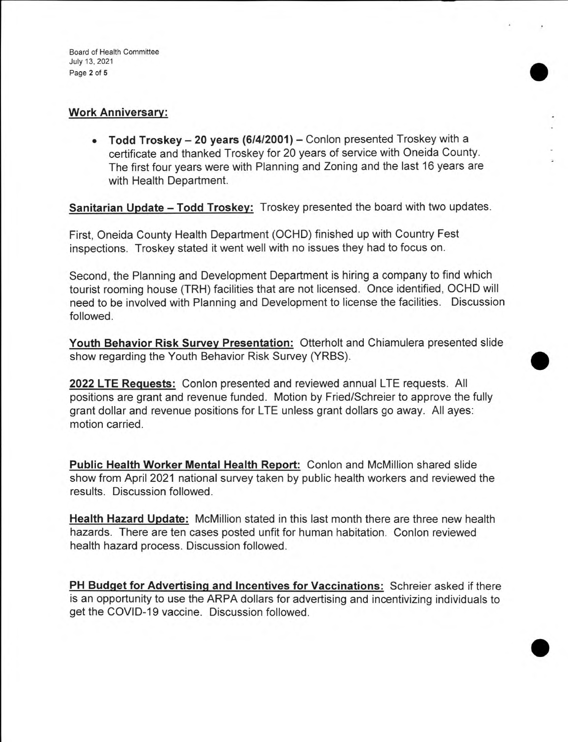**Work Anniversary:**

- **Todd Troskey – 20 years (6/4/2001) –** Conlon presented Troskey with a certificate and thanked Troskey for 20 years of service with Oneida County. The first four years were with Planning and Zoning and the last 16 years are with Health Department.

**Sanitarian Update – Todd Troskey:** Troskey presented the board with two updates.

First, Oneida County Health Department (OCHD) finished up with Country Fest inspections. Troskey stated it went well with no issues they had to focus on.

Second, the Planning and Development Department is hiring a company to find which tourist rooming house (TRH) facilities that are not licensed. Once identified, OCHD will need to be involved with Planning and Development to license the facilities. Discussion followed.

**Youth Behavior Risk Survey Presentation:** Otterholt and Chiamulera presented slide show regarding the Youth Behavior Risk Survey (YRBS).

**2022 LTE Requests:** Conlon presented and reviewed annual LTE requests. All positions are grant and revenue funded. Motion by Fried/Schreier to approve the fully grant dollar and revenue positions for LTE unless grant dollars go away. All ayes: motion carried.

**Public Health Worker Mental Health Report:** Conlon and McMillion shared slide show from April 2021 national survey taken by public health workers and reviewed the results. Discussion followed.

**Health Hazard Update:** McMillion stated in this last month there are three new health hazards. There are ten cases posted unfit for human habitation. Conlon reviewed health hazard process. Discussion followed.

**PH Budget for Advertising and Incentives for Vaccinations:** Schreier asked if there is an opportunity to use the ARPA dollars for advertising and incentivizing individuals to get the COVID-19 vaccine. Discussion followed.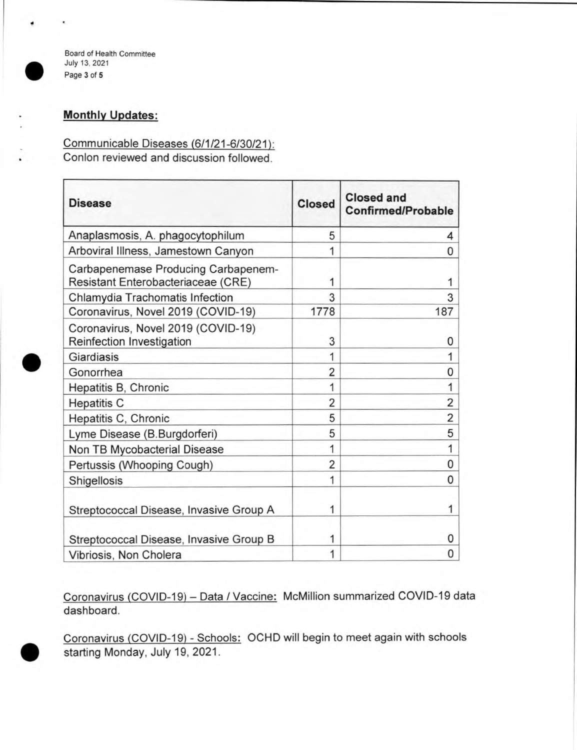## Monthly Updates:

Communicable Diseases (6/1/21-6/30/21):
Conlon reviewed and discussion followed.

| Disease | Closed | Closed and Confirmed/Probable |
|---|---|---|
| Anaplasmosis, A. phagocytophilum | 5 | 4 |
| Arboviral Illness, Jamestown Canyon | 1 | 0 |
| Carbapenemase Producing Carbapenem-Resistant Enterobacteriaceae (CRE) | 1 | 1 |
| Chlamydia Trachomatis Infection | 3 | 3 |
| Coronavirus, Novel 2019 (COVID-19) | 1778 | 187 |
| Coronavirus, Novel 2019 (COVID-19) Reinfection Investigation | 3 | 0 |
| Giardiasis | 1 | 1 |
| Gonorrhea | 2 | 0 |
| Hepatitis B, Chronic | 1 | 1 |
| Hepatitis C | 2 | 2 |
| Hepatitis C, Chronic | 5 | 2 |
| Lyme Disease (B.Burgdorferi) | 5 | 5 |
| Non TB Mycobacterial Disease | 1 | 1 |
| Pertussis (Whooping Cough) | 2 | 0 |
| Shigellosis | 1 | 0 |
| Streptococcal Disease, Invasive Group A | 1 | 1 |
| Streptococcal Disease, Invasive Group B | 1 | 0 |
| Vibriosis, Non Cholera | 1 | 0 |

Coronavirus (COVID-19) – Data / Vaccine: McMillion summarized COVID-19 data dashboard.

Coronavirus (COVID-19) - Schools: OCHD will begin to meet again with schools starting Monday, July 19, 2021.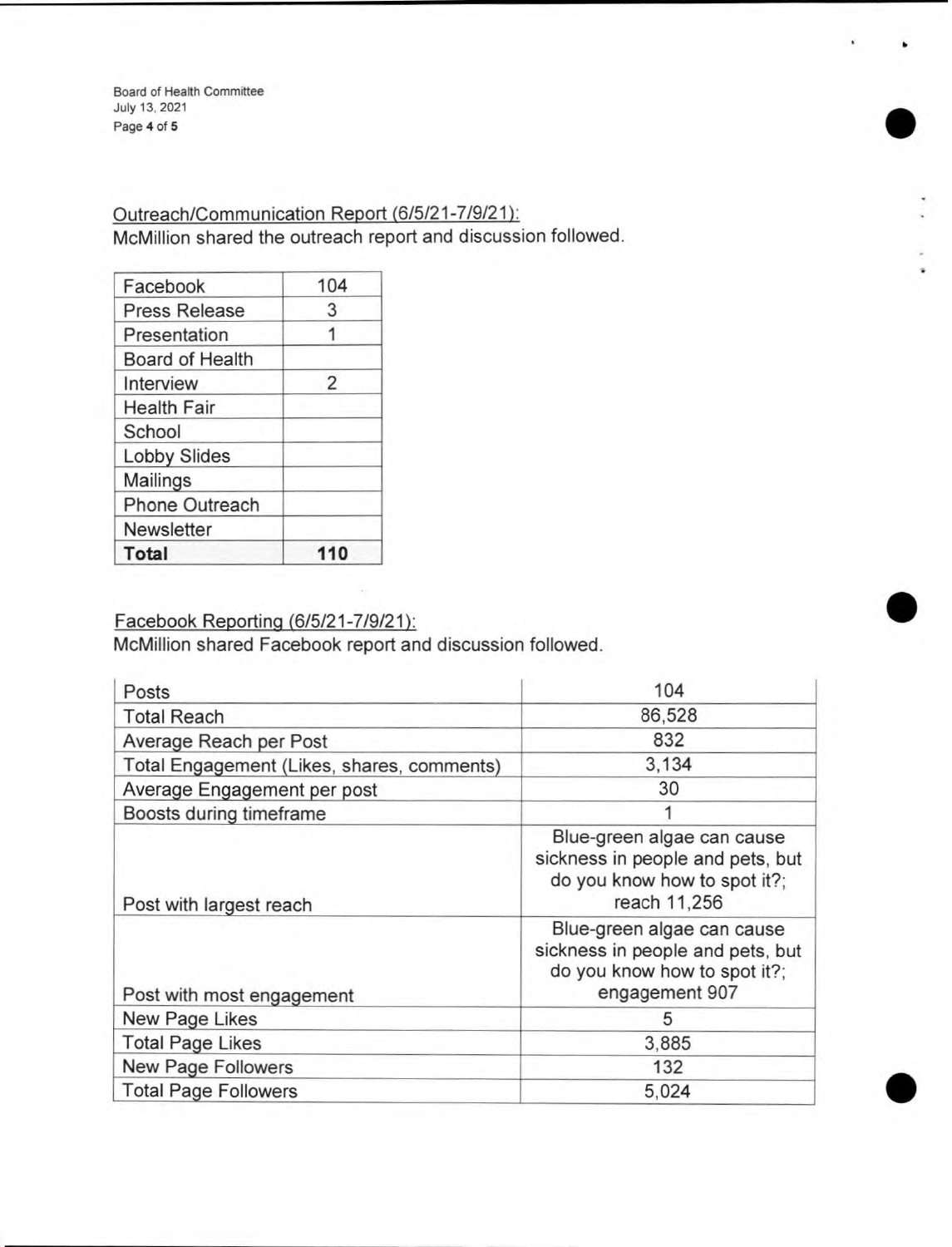Outreach/Communication Report (6/5/21-7/9/21):

McMillion shared the outreach report and discussion followed.

| | |
|---|---|
| Facebook | 104 |
| Press Release | 3 |
| Presentation | 1 |
| Board of Health | |
| Interview | 2 |
| Health Fair | |
| School | |
| Lobby Slides | |
| Mailings | |
| Phone Outreach | |
| Newsletter | |
| **Total** | **110** |

Facebook Reporting (6/5/21-7/9/21):

McMillion shared Facebook report and discussion followed.

| | |
|---|---|
| Posts | 104 |
| Total Reach | 86,528 |
| Average Reach per Post | 832 |
| Total Engagement (Likes, shares, comments) | 3,134 |
| Average Engagement per post | 30 |
| Boosts during timeframe | 1 |
| Post with largest reach | Blue-green algae can cause sickness in people and pets, but do you know how to spot it?; reach 11,256 |
| Post with most engagement | Blue-green algae can cause sickness in people and pets, but do you know how to spot it?; engagement 907 |
| New Page Likes | 5 |
| Total Page Likes | 3,885 |
| New Page Followers | 132 |
| Total Page Followers | 5,024 |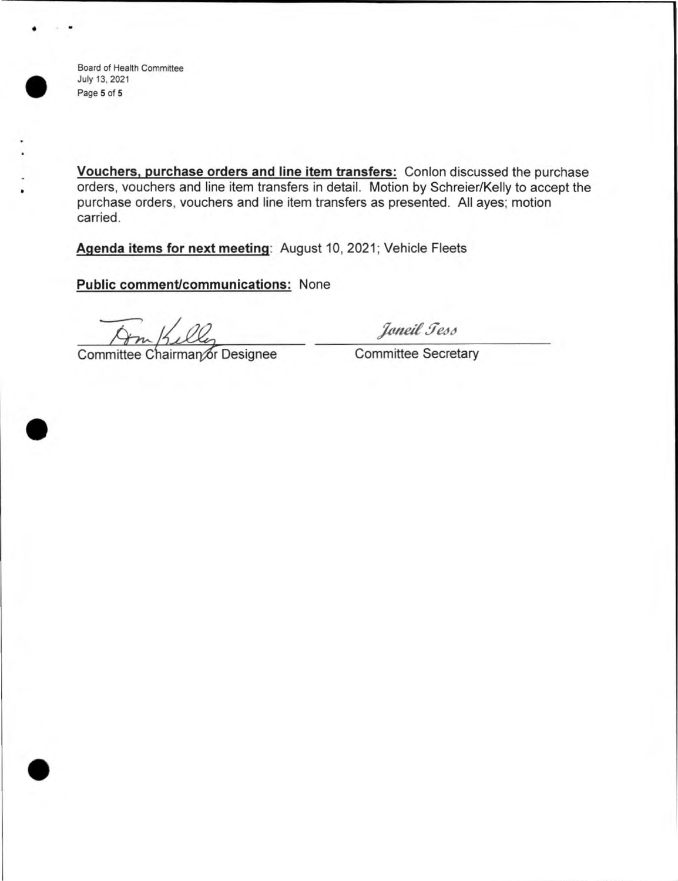**Vouchers, purchase orders and line item transfers:** Conlon discussed the purchase orders, vouchers and line item transfers in detail. Motion by Schreier/Kelly to accept the purchase orders, vouchers and line item transfers as presented. All ayes; motion carried.

**Agenda items for next meeting**: August 10, 2021; Vehicle Fleets

**Public comment/communications:** None

Tom Kelly
Committee Chairman or Designee

*Joneil Tess*
Committee Secretary